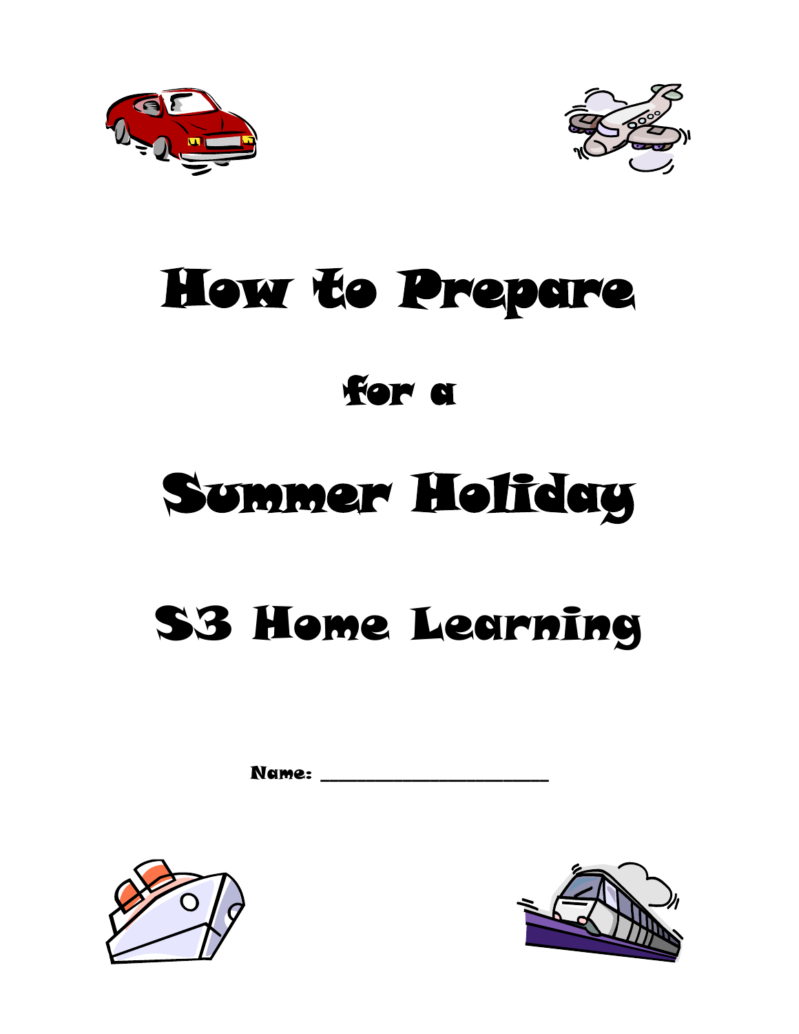# How to Prepare

# for a

# Summer Holiday

# S3 Home Learning

**Name:** ___________________________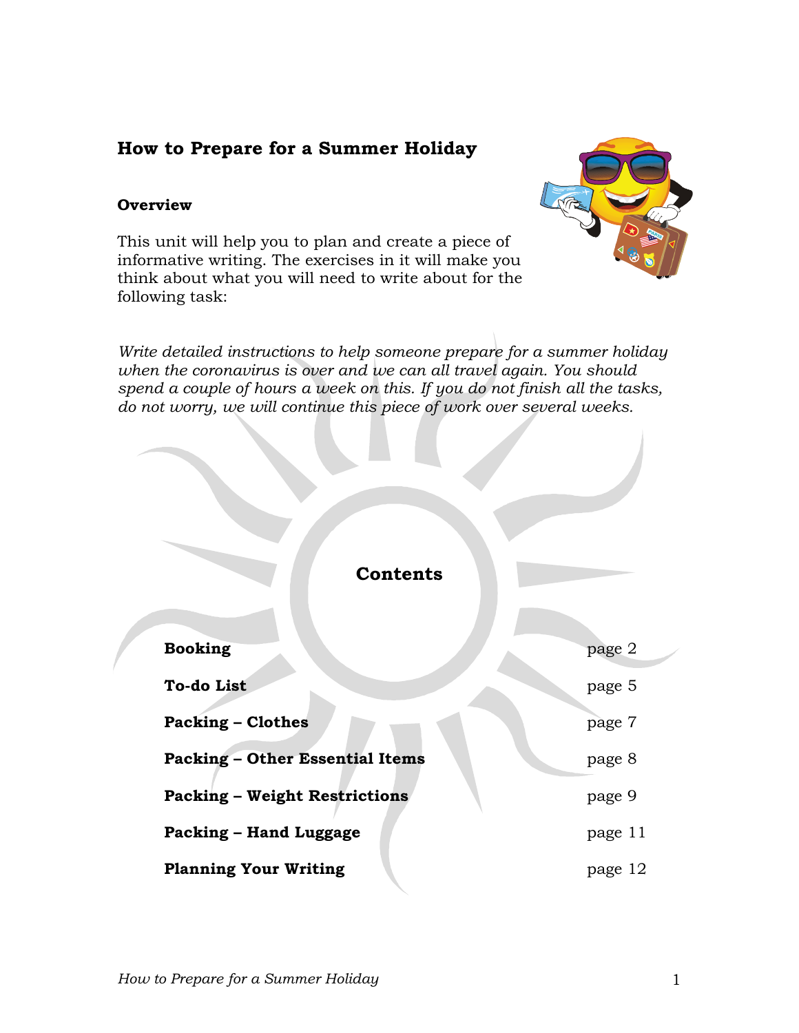# How to Prepare for a Summer Holiday

## Overview

This unit will help you to plan and create a piece of informative writing. The exercises in it will make you think about what you will need to write about for the following task:

*Write detailed instructions to help someone prepare for a summer holiday when the coronavirus is over and we can all travel again. You should spend a couple of hours a week on this. If you do not finish all the tasks, do not worry, we will continue this piece of work over several weeks.*

## Contents

| | |
|---|---|
| **Booking** | page 2 |
| **To-do List** | page 5 |
| **Packing – Clothes** | page 7 |
| **Packing – Other Essential Items** | page 8 |
| **Packing – Weight Restrictions** | page 9 |
| **Packing – Hand Luggage** | page 11 |
| **Planning Your Writing** | page 12 |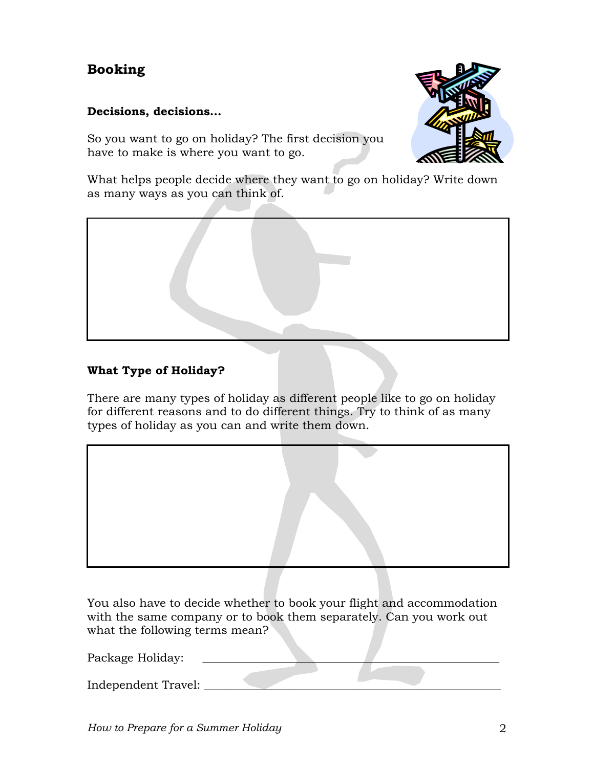## Booking

### Decisions, decisions…

So you want to go on holiday? The first decision you have to make is where you want to go.

What helps people decide where they want to go on holiday? Write down as many ways as you can think of.

|  |
|---|
|  |

### What Type of Holiday?

There are many types of holiday as different people like to go on holiday for different reasons and to do different things. Try to think of as many types of holiday as you can and write them down.

|  |
|---|
|  |

You also have to decide whether to book your flight and accommodation with the same company or to book them separately. Can you work out what the following terms mean?

Package Holiday: ______________________________________________

Independent Travel: ____________________________________________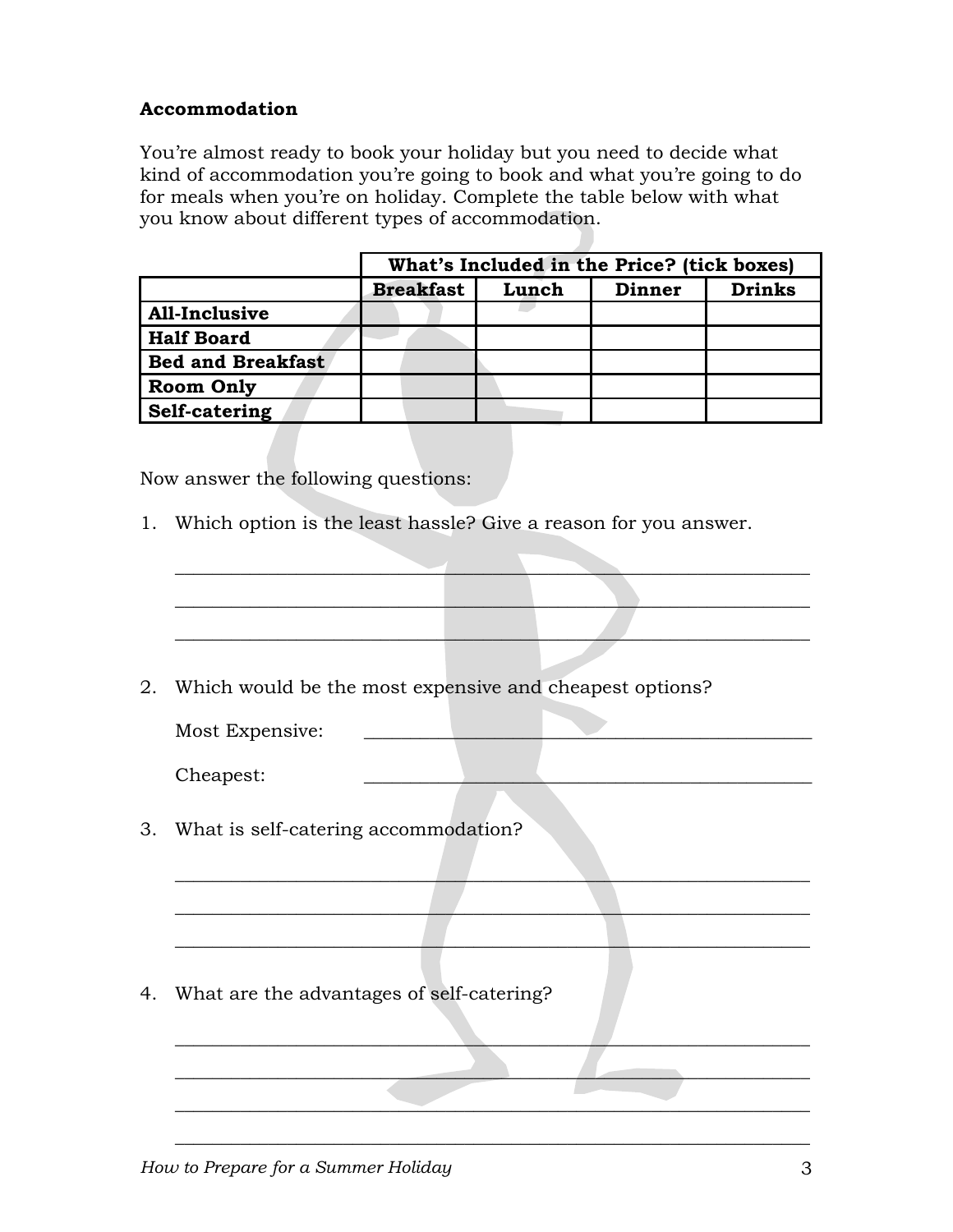### Accommodation

You're almost ready to book your holiday but you need to decide what kind of accommodation you're going to book and what you're going to do for meals when you're on holiday. Complete the table below with what you know about different types of accommodation.

| | What's Included in the Price? (tick boxes) | | | |
|---|---|---|---|---|
| | **Breakfast** | **Lunch** | **Dinner** | **Drinks** |
| **All-Inclusive** | | | | |
| **Half Board** | | | | |
| **Bed and Breakfast** | | | | |
| **Room Only** | | | | |
| **Self-catering** | | | | |

Now answer the following questions:

1. Which option is the least hassle? Give a reason for you answer.

   ___________________________________________________________________

   ___________________________________________________________________

   ___________________________________________________________________

2. Which would be the most expensive and cheapest options?

   Most Expensive: ______________________________________________

   Cheapest: ______________________________________________

3. What is self-catering accommodation?

   ___________________________________________________________________

   ___________________________________________________________________

   ___________________________________________________________________

4. What are the advantages of self-catering?

   ___________________________________________________________________

   ___________________________________________________________________

   ___________________________________________________________________

   ___________________________________________________________________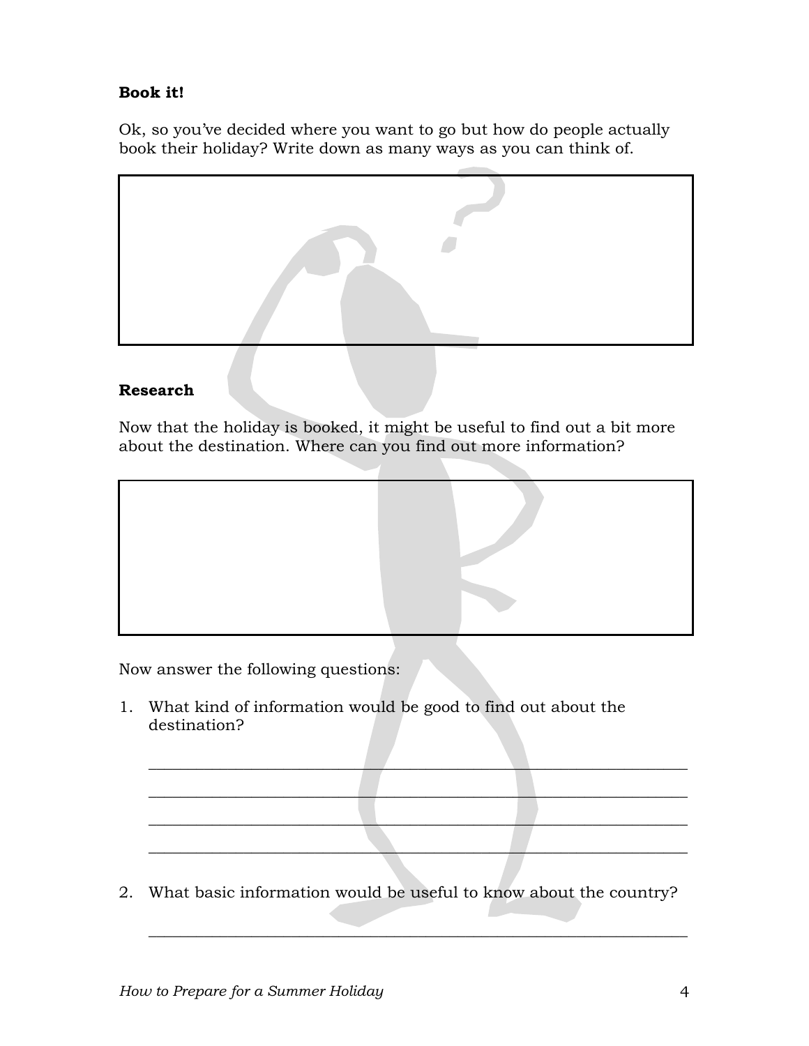**Book it!**

Ok, so you've decided where you want to go but how do people actually book their holiday? Write down as many ways as you can think of.

**Research**

Now that the holiday is booked, it might be useful to find out a bit more about the destination. Where can you find out more information?

Now answer the following questions:

1. What kind of information would be good to find out about the destination?

   ____________________________________________________________
   ____________________________________________________________
   ____________________________________________________________
   ____________________________________________________________

2. What basic information would be useful to know about the country?

   ____________________________________________________________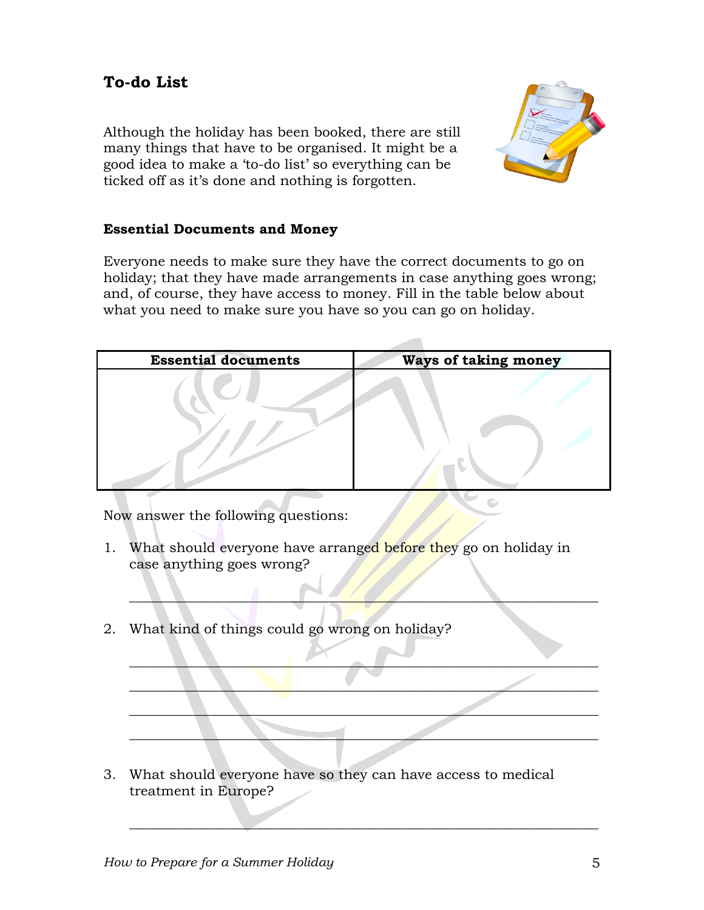## To-do List

Although the holiday has been booked, there are still many things that have to be organised. It might be a good idea to make a 'to-do list' so everything can be ticked off as it's done and nothing is forgotten.

### Essential Documents and Money

Everyone needs to make sure they have the correct documents to go on holiday; that they have made arrangements in case anything goes wrong; and, of course, they have access to money. Fill in the table below about what you need to make sure you have so you can go on holiday.

| Essential documents | Ways of taking money |
|---|---|
| | |

Now answer the following questions:

1. What should everyone have arranged before they go on holiday in case anything goes wrong?

   \_\_\_\_\_\_\_\_\_\_\_\_\_\_\_\_\_\_\_\_\_\_\_\_\_\_\_\_\_\_\_\_\_\_\_\_\_\_\_\_\_\_\_\_\_\_\_\_\_\_\_\_

2. What kind of things could go wrong on holiday?

   \_\_\_\_\_\_\_\_\_\_\_\_\_\_\_\_\_\_\_\_\_\_\_\_\_\_\_\_\_\_\_\_\_\_\_\_\_\_\_\_\_\_\_\_\_\_\_\_\_\_\_\_

   \_\_\_\_\_\_\_\_\_\_\_\_\_\_\_\_\_\_\_\_\_\_\_\_\_\_\_\_\_\_\_\_\_\_\_\_\_\_\_\_\_\_\_\_\_\_\_\_\_\_\_\_

   \_\_\_\_\_\_\_\_\_\_\_\_\_\_\_\_\_\_\_\_\_\_\_\_\_\_\_\_\_\_\_\_\_\_\_\_\_\_\_\_\_\_\_\_\_\_\_\_\_\_\_\_

   \_\_\_\_\_\_\_\_\_\_\_\_\_\_\_\_\_\_\_\_\_\_\_\_\_\_\_\_\_\_\_\_\_\_\_\_\_\_\_\_\_\_\_\_\_\_\_\_\_\_\_\_

3. What should everyone have so they can have access to medical treatment in Europe?

   \_\_\_\_\_\_\_\_\_\_\_\_\_\_\_\_\_\_\_\_\_\_\_\_\_\_\_\_\_\_\_\_\_\_\_\_\_\_\_\_\_\_\_\_\_\_\_\_\_\_\_\_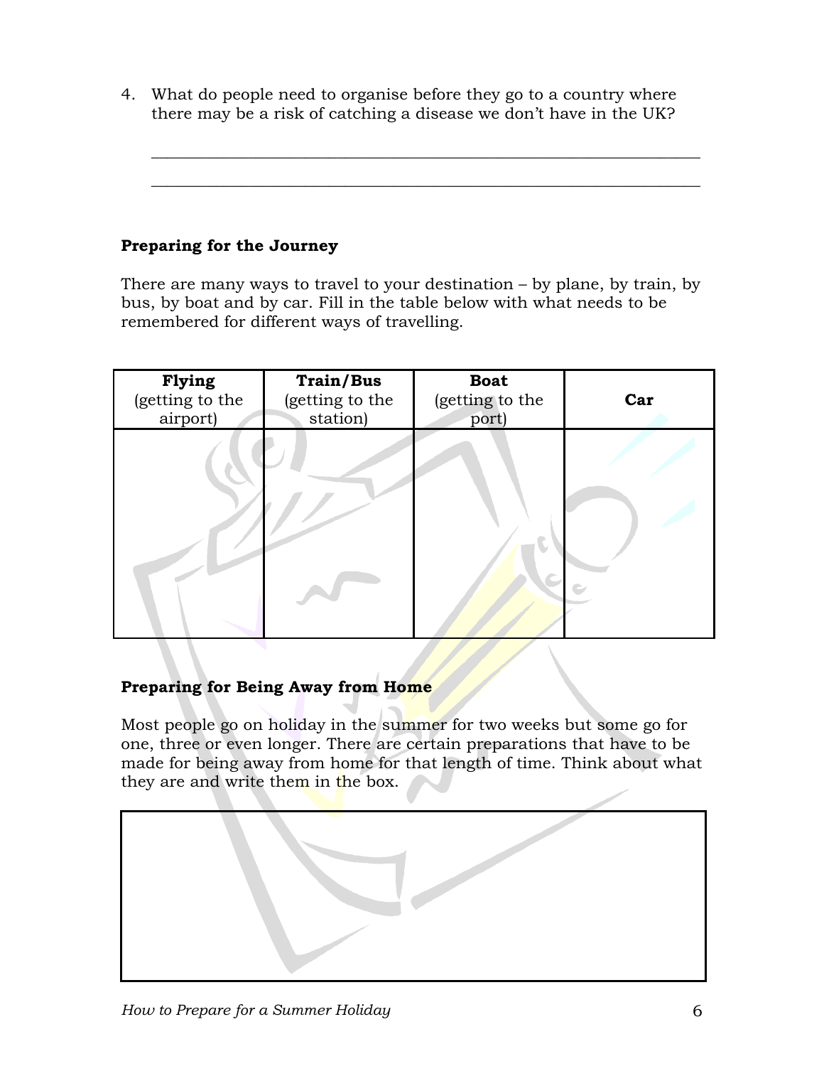4. What do people need to organise before they go to a country where there may be a risk of catching a disease we don't have in the UK?

_______________________________________________________________

_______________________________________________________________

**Preparing for the Journey**

There are many ways to travel to your destination – by plane, by train, by bus, by boat and by car. Fill in the table below with what needs to be remembered for different ways of travelling.

| **Flying** (getting to the airport) | **Train/Bus** (getting to the station) | **Boat** (getting to the port) | **Car** |
| --- | --- | --- | --- |
| | | | |

**Preparing for Being Away from Home**

Most people go on holiday in the summer for two weeks but some go for one, three or even longer. There are certain preparations that have to be made for being away from home for that length of time. Think about what they are and write them in the box.

| |
| --- |
| |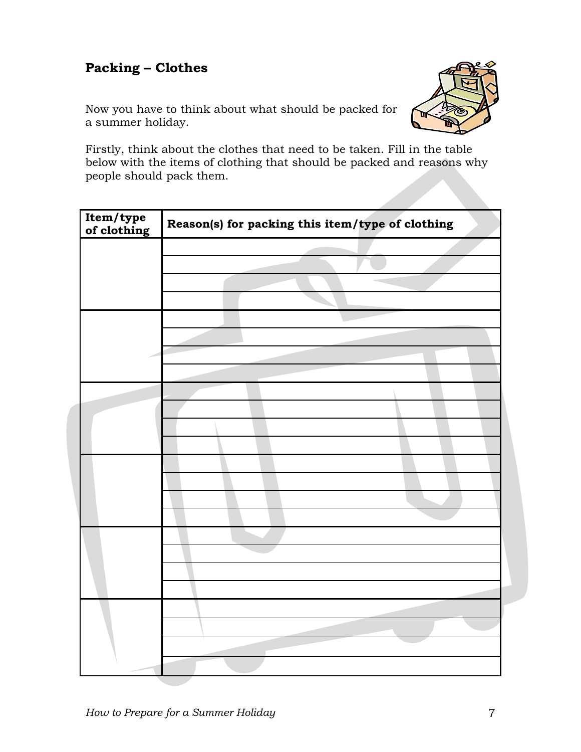## Packing – Clothes

Now you have to think about what should be packed for a summer holiday.

Firstly, think about the clothes that need to be taken. Fill in the table below with the items of clothing that should be packed and reasons why people should pack them.

| Item/type of clothing | Reason(s) for packing this item/type of clothing |
|---|---|
| | |
| | |
| | |
| | |
| | |
| | |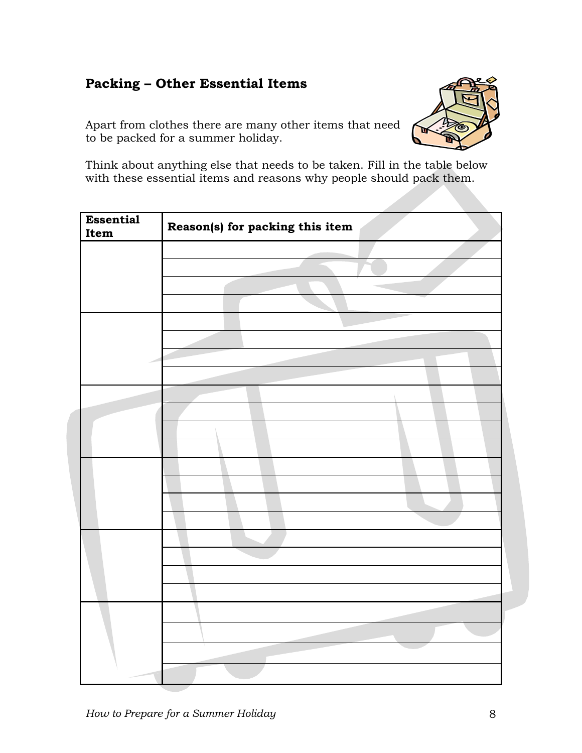## Packing – Other Essential Items

Apart from clothes there are many other items that need to be packed for a summer holiday.

Think about anything else that needs to be taken. Fill in the table below with these essential items and reasons why people should pack them.

| Essential Item | Reason(s) for packing this item |
| --- | --- |
| | |
| | |
| | |
| | |
| | |
| | |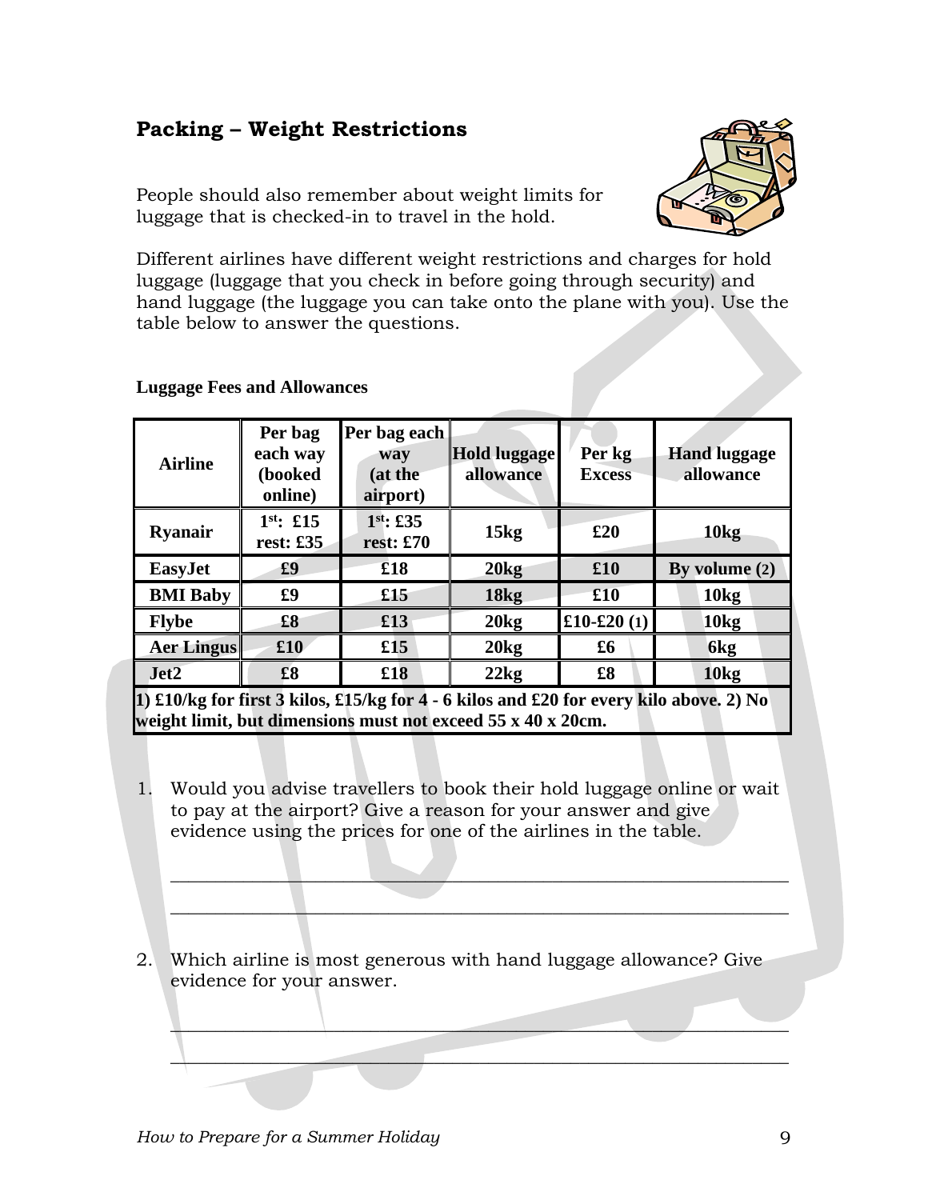## Packing – Weight Restrictions

People should also remember about weight limits for luggage that is checked-in to travel in the hold.

Different airlines have different weight restrictions and charges for hold luggage (luggage that you check in before going through security) and hand luggage (the luggage you can take onto the plane with you). Use the table below to answer the questions.

**Luggage Fees and Allowances**

| Airline | Per bag each way (booked online) | Per bag each way (at the airport) | Hold luggage allowance | Per kg Excess | Hand luggage allowance |
|---|---|---|---|---|---|
| Ryanair | 1st: £15 rest: £35 | 1st: £35 rest: £70 | 15kg | £20 | 10kg |
| EasyJet | £9 | £18 | 20kg | £10 | By volume (2) |
| BMI Baby | £9 | £15 | 18kg | £10 | 10kg |
| Flybe | £8 | £13 | 20kg | £10-£20 (1) | 10kg |
| Aer Lingus | £10 | £15 | 20kg | £6 | 6kg |
| Jet2 | £8 | £18 | 22kg | £8 | 10kg |

**1) £10/kg for first 3 kilos, £15/kg for 4 - 6 kilos and £20 for every kilo above. 2) No weight limit, but dimensions must not exceed 55 x 40 x 20cm.**

1. Would you advise travellers to book their hold luggage online or wait to pay at the airport? Give a reason for your answer and give evidence using the prices for one of the airlines in the table.

_______________________________________________________________

_______________________________________________________________

2. Which airline is most generous with hand luggage allowance? Give evidence for your answer.

_______________________________________________________________

_______________________________________________________________

*How to Prepare for a Summer Holiday*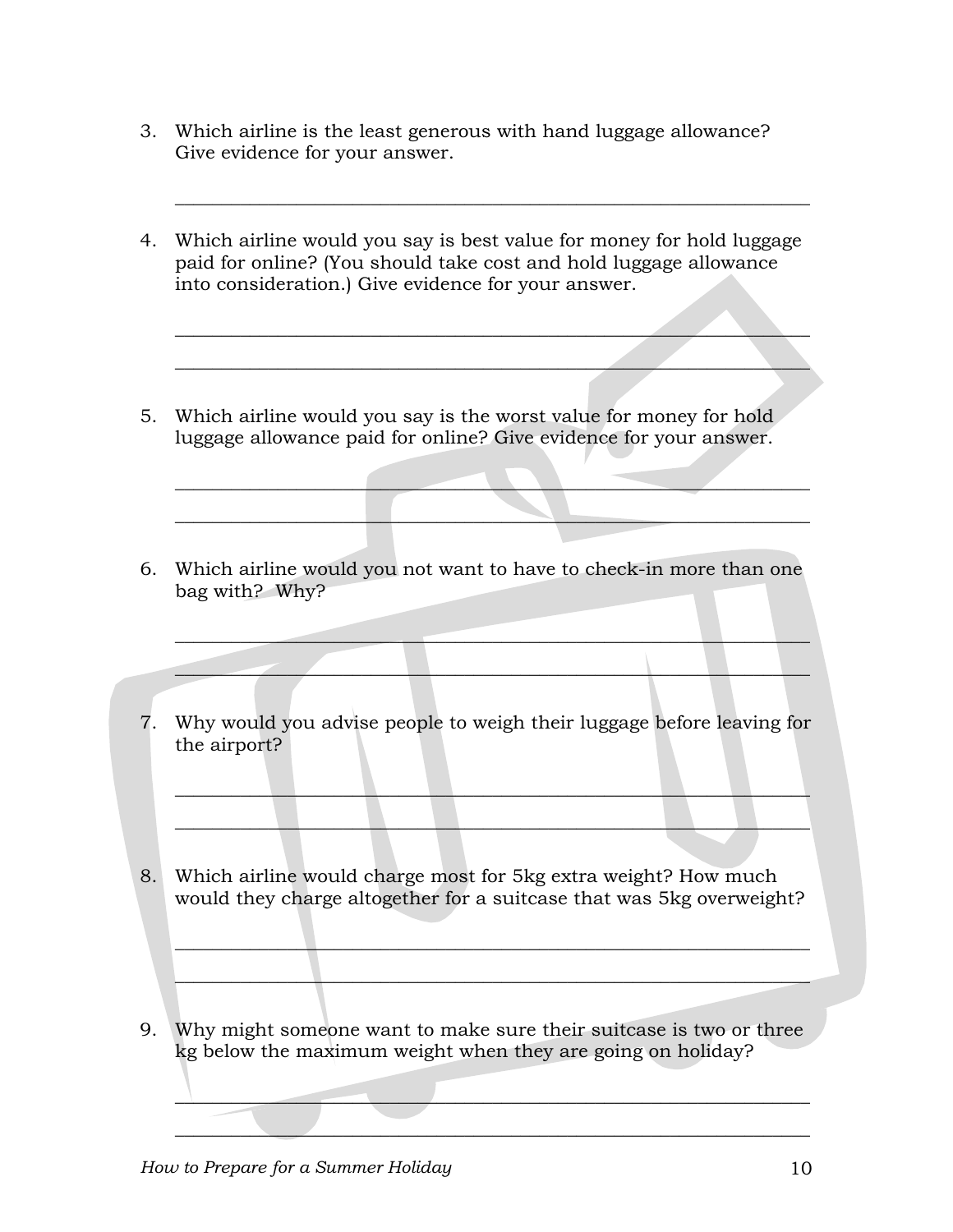3. Which airline is the least generous with hand luggage allowance? Give evidence for your answer.

   ______________________________________________________________

4. Which airline would you say is best value for money for hold luggage paid for online? (You should take cost and hold luggage allowance into consideration.) Give evidence for your answer.

   ______________________________________________________________

   ______________________________________________________________

5. Which airline would you say is the worst value for money for hold luggage allowance paid for online? Give evidence for your answer.

   ______________________________________________________________

   ______________________________________________________________

6. Which airline would you not want to have to check-in more than one bag with? Why?

   ______________________________________________________________

   ______________________________________________________________

7. Why would you advise people to weigh their luggage before leaving for the airport?

   ______________________________________________________________

   ______________________________________________________________

8. Which airline would charge most for 5kg extra weight? How much would they charge altogether for a suitcase that was 5kg overweight?

   ______________________________________________________________

   ______________________________________________________________

9. Why might someone want to make sure their suitcase is two or three kg below the maximum weight when they are going on holiday?

   ______________________________________________________________

   ______________________________________________________________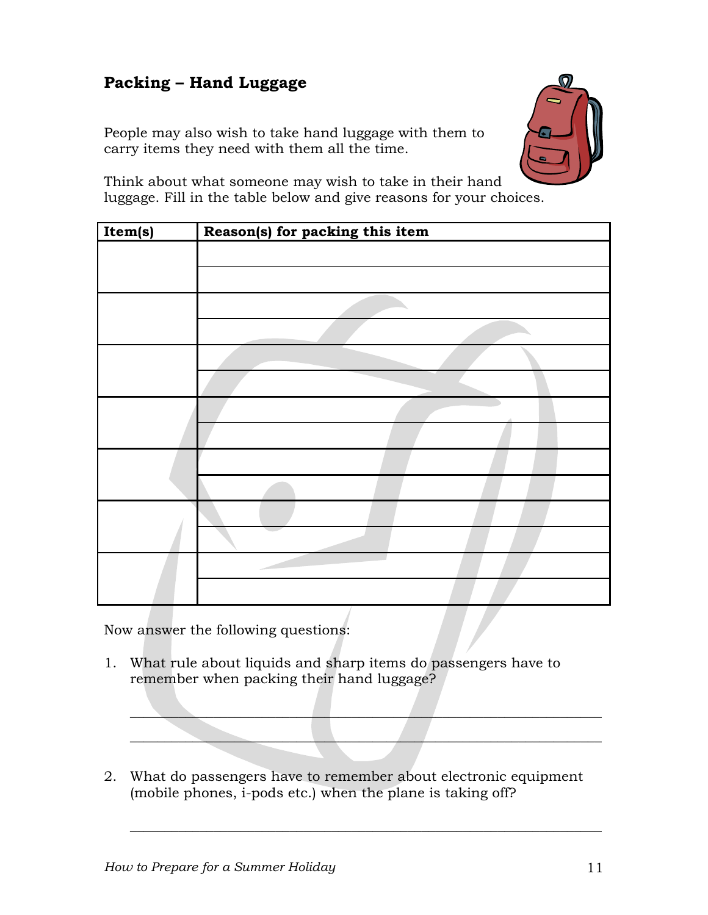## Packing – Hand Luggage

People may also wish to take hand luggage with them to carry items they need with them all the time.

Think about what someone may wish to take in their hand luggage. Fill in the table below and give reasons for your choices.

| Item(s) | Reason(s) for packing this item |
| --- | --- |
| | |
| | |
| | |
| | |
| | |
| | |
| | |

Now answer the following questions:

1. What rule about liquids and sharp items do passengers have to remember when packing their hand luggage?

   ____________________________________________________________

   ____________________________________________________________

2. What do passengers have to remember about electronic equipment (mobile phones, i-pods etc.) when the plane is taking off?

   ____________________________________________________________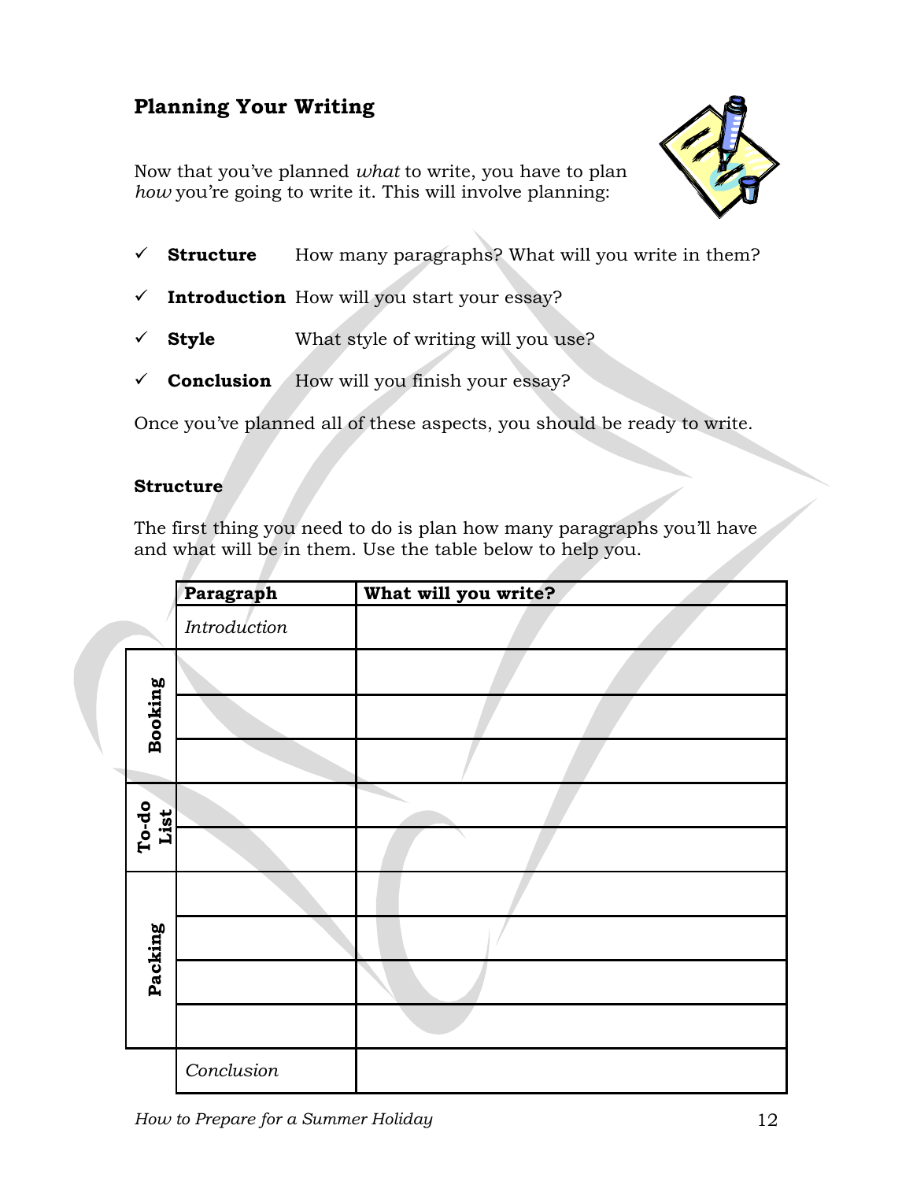## Planning Your Writing

Now that you've planned *what* to write, you have to plan *how* you're going to write it. This will involve planning:

- ✓ **Structure** How many paragraphs? What will you write in them?
- ✓ **Introduction** How will you start your essay?
- ✓ **Style** What style of writing will you use?
- ✓ **Conclusion** How will you finish your essay?

Once you've planned all of these aspects, you should be ready to write.

### Structure

The first thing you need to do is plan how many paragraphs you'll have and what will be in them. Use the table below to help you.

| | **Paragraph** | **What will you write?** |
|---|---|---|
| | *Introduction* | |
| **Booking** | | |
| | | |
| | | |
| **To-do List** | | |
| | | |
| **Packing** | | |
| | | |
| | | |
| | | |
| | *Conclusion* | |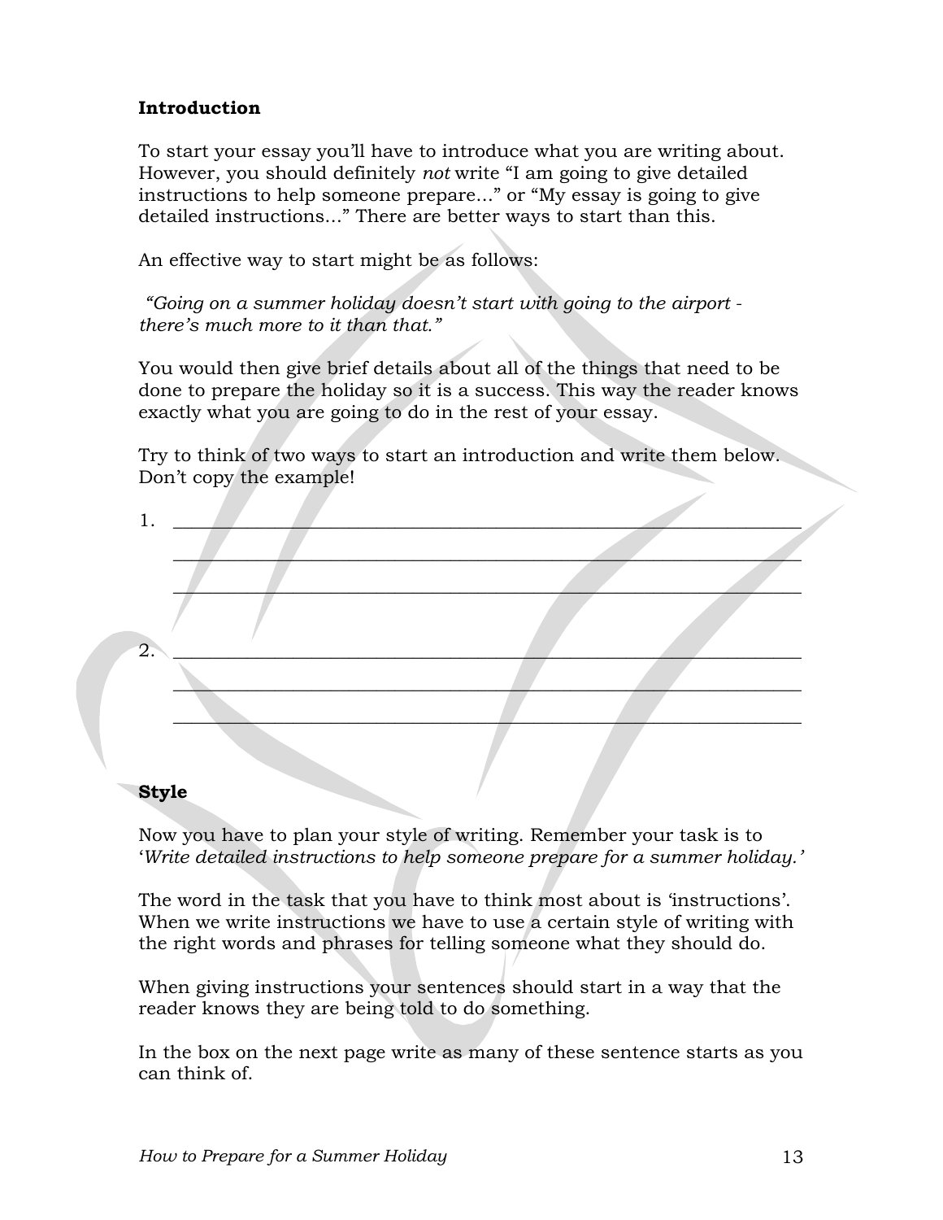## Introduction

To start your essay you'll have to introduce what you are writing about. However, you should definitely *not* write "I am going to give detailed instructions to help someone prepare…" or "My essay is going to give detailed instructions…" There are better ways to start than this.

An effective way to start might be as follows:

*"Going on a summer holiday doesn't start with going to the airport - there's much more to it than that."*

You would then give brief details about all of the things that need to be done to prepare the holiday so it is a success. This way the reader knows exactly what you are going to do in the rest of your essay.

Try to think of two ways to start an introduction and write them below. Don't copy the example!

1. ________________________________________________________________
   ________________________________________________________________
   ________________________________________________________________

2. ________________________________________________________________
   ________________________________________________________________
   ________________________________________________________________

## Style

Now you have to plan your style of writing. Remember your task is to '*Write detailed instructions to help someone prepare for a summer holiday.'*

The word in the task that you have to think most about is 'instructions'. When we write instructions we have to use a certain style of writing with the right words and phrases for telling someone what they should do.

When giving instructions your sentences should start in a way that the reader knows they are being told to do something.

In the box on the next page write as many of these sentence starts as you can think of.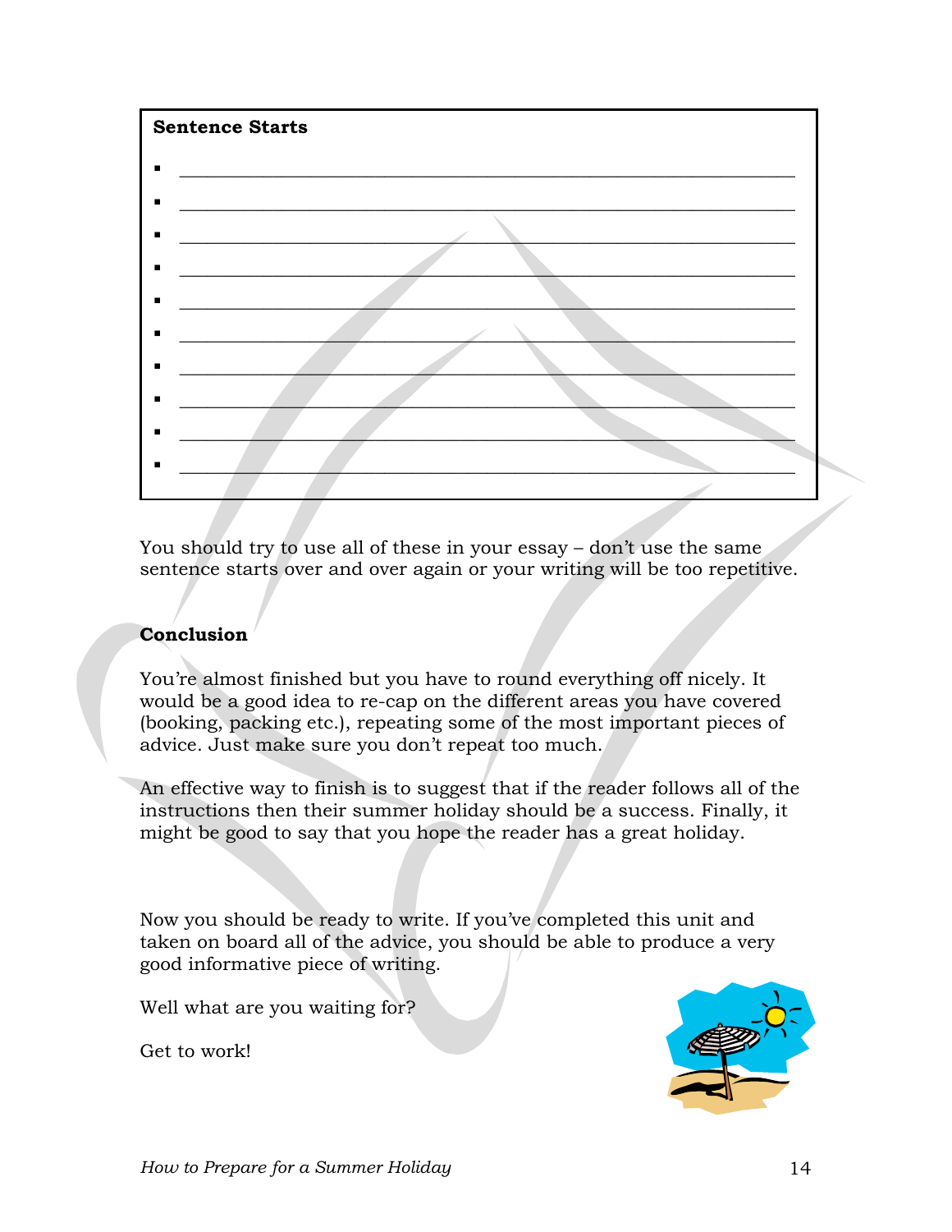**Sentence Starts**

- \_\_\_\_\_\_\_\_\_\_\_\_\_\_\_\_\_\_\_\_\_\_\_\_\_\_\_\_\_\_\_\_\_\_\_\_\_\_\_\_\_\_\_\_\_\_\_\_
- \_\_\_\_\_\_\_\_\_\_\_\_\_\_\_\_\_\_\_\_\_\_\_\_\_\_\_\_\_\_\_\_\_\_\_\_\_\_\_\_\_\_\_\_\_\_\_\_
- \_\_\_\_\_\_\_\_\_\_\_\_\_\_\_\_\_\_\_\_\_\_\_\_\_\_\_\_\_\_\_\_\_\_\_\_\_\_\_\_\_\_\_\_\_\_\_\_
- \_\_\_\_\_\_\_\_\_\_\_\_\_\_\_\_\_\_\_\_\_\_\_\_\_\_\_\_\_\_\_\_\_\_\_\_\_\_\_\_\_\_\_\_\_\_\_\_
- \_\_\_\_\_\_\_\_\_\_\_\_\_\_\_\_\_\_\_\_\_\_\_\_\_\_\_\_\_\_\_\_\_\_\_\_\_\_\_\_\_\_\_\_\_\_\_\_
- \_\_\_\_\_\_\_\_\_\_\_\_\_\_\_\_\_\_\_\_\_\_\_\_\_\_\_\_\_\_\_\_\_\_\_\_\_\_\_\_\_\_\_\_\_\_\_\_
- \_\_\_\_\_\_\_\_\_\_\_\_\_\_\_\_\_\_\_\_\_\_\_\_\_\_\_\_\_\_\_\_\_\_\_\_\_\_\_\_\_\_\_\_\_\_\_\_
- \_\_\_\_\_\_\_\_\_\_\_\_\_\_\_\_\_\_\_\_\_\_\_\_\_\_\_\_\_\_\_\_\_\_\_\_\_\_\_\_\_\_\_\_\_\_\_\_
- \_\_\_\_\_\_\_\_\_\_\_\_\_\_\_\_\_\_\_\_\_\_\_\_\_\_\_\_\_\_\_\_\_\_\_\_\_\_\_\_\_\_\_\_\_\_\_\_
- \_\_\_\_\_\_\_\_\_\_\_\_\_\_\_\_\_\_\_\_\_\_\_\_\_\_\_\_\_\_\_\_\_\_\_\_\_\_\_\_\_\_\_\_\_\_\_\_

You should try to use all of these in your essay – don't use the same sentence starts over and over again or your writing will be too repetitive.

**Conclusion**

You're almost finished but you have to round everything off nicely. It would be a good idea to re-cap on the different areas you have covered (booking, packing etc.), repeating some of the most important pieces of advice. Just make sure you don't repeat too much.

An effective way to finish is to suggest that if the reader follows all of the instructions then their summer holiday should be a success. Finally, it might be good to say that you hope the reader has a great holiday.

Now you should be ready to write. If you've completed this unit and taken on board all of the advice, you should be able to produce a very good informative piece of writing.

Well what are you waiting for?

Get to work!